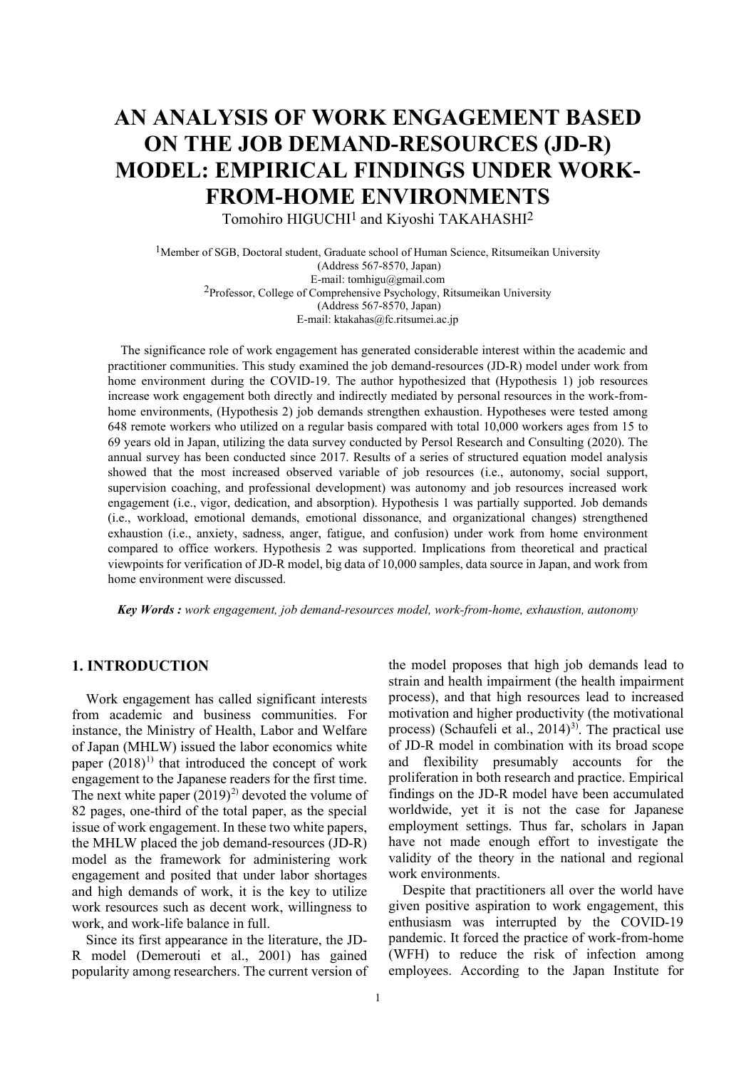# AN ANALYSIS OF WORK ENGAGEMENT BASED ON THE JOB DEMAND-RESOURCES (JD-R) MODEL: EMPIRICAL FINDINGS UNDER WORK-FROM-HOME ENVIRONMENTS

Tomohiro HIGUCHI[1] and Kiyoshi TAKAHASHI[2]

[1]Member of SGB, Doctoral student, Graduate school of Human Science, Ritsumeikan University
(Address 567-8570, Japan)
E-mail: tomhigu@gmail.com
[2]Professor, College of Comprehensive Psychology, Ritsumeikan University
(Address 567-8570, Japan)
E-mail: ktakahas@fc.ritsumei.ac.jp

The significance role of work engagement has generated considerable interest within the academic and practitioner communities. This study examined the job demand-resources (JD-R) model under work from home environment during the COVID-19. The author hypothesized that (Hypothesis 1) job resources increase work engagement both directly and indirectly mediated by personal resources in the work-from-home environments, (Hypothesis 2) job demands strengthen exhaustion. Hypotheses were tested among 648 remote workers who utilized on a regular basis compared with total 10,000 workers ages from 15 to 69 years old in Japan, utilizing the data survey conducted by Persol Research and Consulting (2020). The annual survey has been conducted since 2017. Results of a series of structured equation model analysis showed that the most increased observed variable of job resources (i.e., autonomy, social support, supervision coaching, and professional development) was autonomy and job resources increased work engagement (i.e., vigor, dedication, and absorption). Hypothesis 1 was partially supported. Job demands (i.e., workload, emotional demands, emotional dissonance, and organizational changes) strengthened exhaustion (i.e., anxiety, sadness, anger, fatigue, and confusion) under work from home environment compared to office workers. Hypothesis 2 was supported. Implications from theoretical and practical viewpoints for verification of JD-R model, big data of 10,000 samples, data source in Japan, and work from home environment were discussed.

***Key Words :*** *work engagement, job demand-resources model, work-from-home, exhaustion, autonomy*

## 1. INTRODUCTION

Work engagement has called significant interests from academic and business communities. For instance, the Ministry of Health, Labor and Welfare of Japan (MHLW) issued the labor economics white paper (2018)[1] that introduced the concept of work engagement to the Japanese readers for the first time. The next white paper (2019)[2] devoted the volume of 82 pages, one-third of the total paper, as the special issue of work engagement. In these two white papers, the MHLW placed the job demand-resources (JD-R) model as the framework for administering work engagement and posited that under labor shortages and high demands of work, it is the key to utilize work resources such as decent work, willingness to work, and work-life balance in full.

Since its first appearance in the literature, the JD-R model (Demerouti et al., 2001) has gained popularity among researchers. The current version of the model proposes that high job demands lead to strain and health impairment (the health impairment process), and that high resources lead to increased motivation and higher productivity (the motivational process) (Schaufeli et al., 2014)[3]. The practical use of JD-R model in combination with its broad scope and flexibility presumably accounts for the proliferation in both research and practice. Empirical findings on the JD-R model have been accumulated worldwide, yet it is not the case for Japanese employment settings. Thus far, scholars in Japan have not made enough effort to investigate the validity of the theory in the national and regional work environments.

Despite that practitioners all over the world have given positive aspiration to work engagement, this enthusiasm was interrupted by the COVID-19 pandemic. It forced the practice of work-from-home (WFH) to reduce the risk of infection among employees. According to the Japan Institute for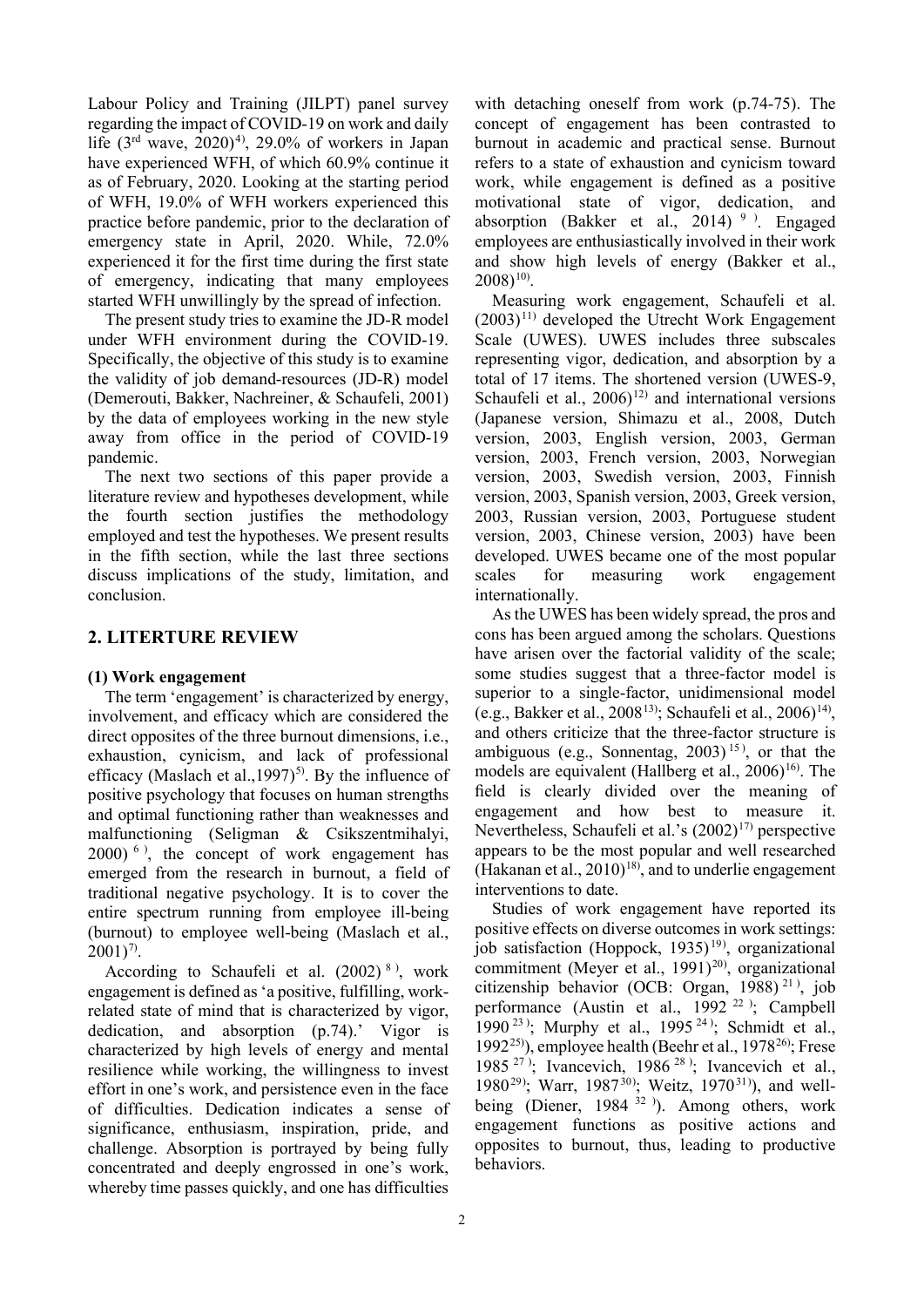Labour Policy and Training (JILPT) panel survey regarding the impact of COVID-19 on work and daily life (3rd wave, 2020)[4], 29.0% of workers in Japan have experienced WFH, of which 60.9% continue it as of February, 2020. Looking at the starting period of WFH, 19.0% of WFH workers experienced this practice before pandemic, prior to the declaration of emergency state in April, 2020. While, 72.0% experienced it for the first time during the first state of emergency, indicating that many employees started WFH unwillingly by the spread of infection.

The present study tries to examine the JD-R model under WFH environment during the COVID-19. Specifically, the objective of this study is to examine the validity of job demand-resources (JD-R) model (Demerouti, Bakker, Nachreiner, & Schaufeli, 2001) by the data of employees working in the new style away from office in the period of COVID-19 pandemic.

The next two sections of this paper provide a literature review and hypotheses development, while the fourth section justifies the methodology employed and test the hypotheses. We present results in the fifth section, while the last three sections discuss implications of the study, limitation, and conclusion.

## 2. LITERTURE REVIEW

### (1) Work engagement

The term 'engagement' is characterized by energy, involvement, and efficacy which are considered the direct opposites of the three burnout dimensions, i.e., exhaustion, cynicism, and lack of professional efficacy (Maslach et al.,1997)[5]. By the influence of positive psychology that focuses on human strengths and optimal functioning rather than weaknesses and malfunctioning (Seligman & Csikszentmihalyi, 2000)[6], the concept of work engagement has emerged from the research in burnout, a field of traditional negative psychology. It is to cover the entire spectrum running from employee ill-being (burnout) to employee well-being (Maslach et al., 2001)[7].

According to Schaufeli et al. (2002)[8], work engagement is defined as 'a positive, fulfilling, work-related state of mind that is characterized by vigor, dedication, and absorption (p.74).' Vigor is characterized by high levels of energy and mental resilience while working, the willingness to invest effort in one's work, and persistence even in the face of difficulties. Dedication indicates a sense of significance, enthusiasm, inspiration, pride, and challenge. Absorption is portrayed by being fully concentrated and deeply engrossed in one's work, whereby time passes quickly, and one has difficulties with detaching oneself from work (p.74-75). The concept of engagement has been contrasted to burnout in academic and practical sense. Burnout refers to a state of exhaustion and cynicism toward work, while engagement is defined as a positive motivational state of vigor, dedication, and absorption (Bakker et al., 2014)[9]. Engaged employees are enthusiastically involved in their work and show high levels of energy (Bakker et al., 2008)[10].

Measuring work engagement, Schaufeli et al. (2003)[11] developed the Utrecht Work Engagement Scale (UWES). UWES includes three subscales representing vigor, dedication, and absorption by a total of 17 items. The shortened version (UWES-9, Schaufeli et al., 2006)[12] and international versions (Japanese version, Shimazu et al., 2008, Dutch version, 2003, English version, 2003, German version, 2003, French version, 2003, Norwegian version, 2003, Swedish version, 2003, Finnish version, 2003, Spanish version, 2003, Greek version, 2003, Russian version, 2003, Portuguese student version, 2003, Chinese version, 2003) have been developed. UWES became one of the most popular scales for measuring work engagement internationally.

As the UWES has been widely spread, the pros and cons has been argued among the scholars. Questions have arisen over the factorial validity of the scale; some studies suggest that a three-factor model is superior to a single-factor, unidimensional model (e.g., Bakker et al., 2008[13]; Schaufeli et al., 2006)[14], and others criticize that the three-factor structure is ambiguous (e.g., Sonnentag, 2003)[15], or that the models are equivalent (Hallberg et al., 2006)[16]. The field is clearly divided over the meaning of engagement and how best to measure it. Nevertheless, Schaufeli et al.'s (2002)[17] perspective appears to be the most popular and well researched (Hakanan et al., 2010)[18], and to underlie engagement interventions to date.

Studies of work engagement have reported its positive effects on diverse outcomes in work settings: job satisfaction (Hoppock, 1935)[19], organizational commitment (Meyer et al., 1991)[20], organizational citizenship behavior (OCB: Organ, 1988)[21], job performance (Austin et al., 1992[22]; Campbell 1990[23]; Murphy et al., 1995[24]; Schmidt et al., 1992[25]), employee health (Beehr et al., 1978[26]; Frese 1985[27]; Ivancevich, 1986[28]; Ivancevich et al., 1980[29]; Warr, 1987[30]; Weitz, 1970[31]), and well-being (Diener, 1984[32]). Among others, work engagement functions as positive actions and opposites to burnout, thus, leading to productive behaviors.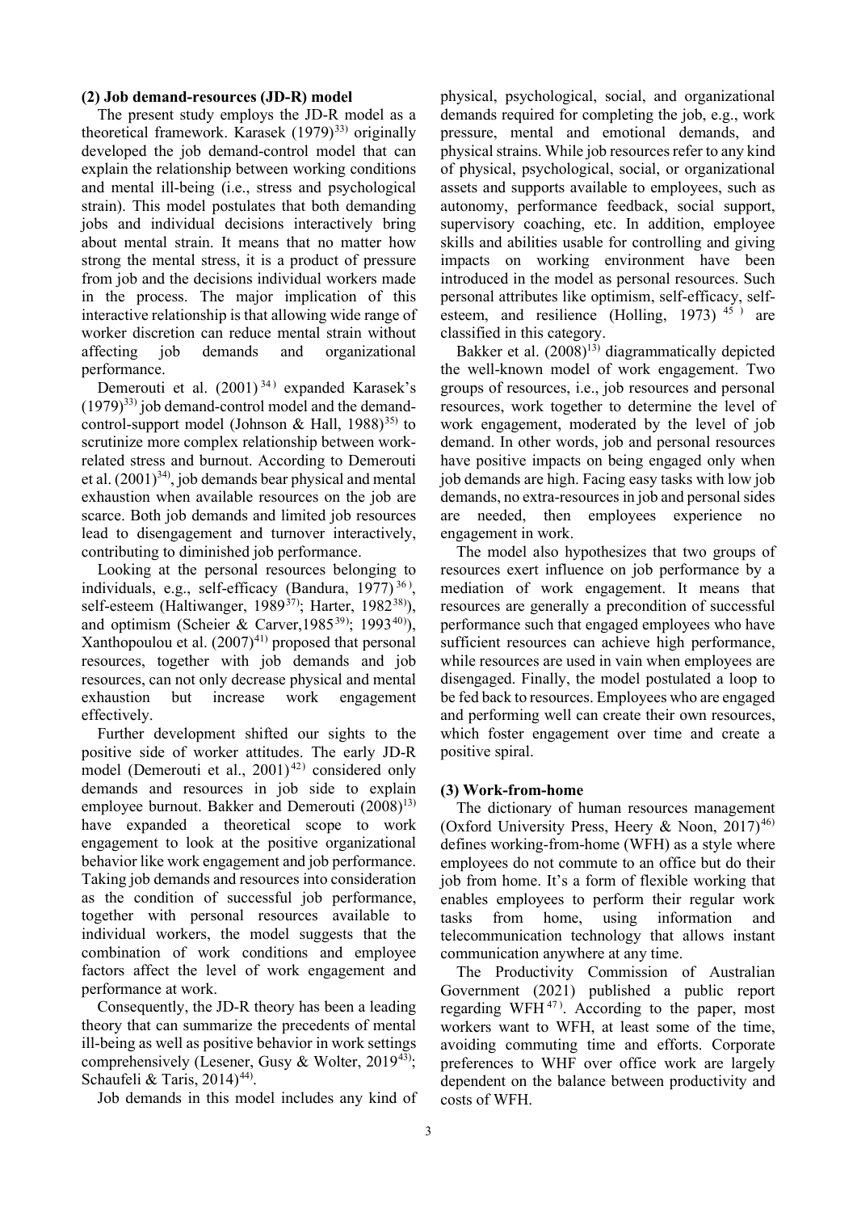### (2) Job demand-resources (JD-R) model

The present study employs the JD-R model as a theoretical framework. Karasek (1979)[33] originally developed the job demand-control model that can explain the relationship between working conditions and mental ill-being (i.e., stress and psychological strain). This model postulates that both demanding jobs and individual decisions interactively bring about mental strain. It means that no matter how strong the mental stress, it is a product of pressure from job and the decisions individual workers made in the process. The major implication of this interactive relationship is that allowing wide range of worker discretion can reduce mental strain without affecting job demands and organizational performance.

Demerouti et al. (2001)[34] expanded Karasek's (1979)[33] job demand-control model and the demand-control-support model (Johnson & Hall, 1988)[35] to scrutinize more complex relationship between work-related stress and burnout. According to Demerouti et al. (2001)[34], job demands bear physical and mental exhaustion when available resources on the job are scarce. Both job demands and limited job resources lead to disengagement and turnover interactively, contributing to diminished job performance.

Looking at the personal resources belonging to individuals, e.g., self-efficacy (Bandura, 1977)[36], self-esteem (Haltiwanger, 1989[37]; Harter, 1982[38]), and optimism (Scheier & Carver,1985[39]; 1993[40]), Xanthopoulou et al. (2007)[41] proposed that personal resources, together with job demands and job resources, can not only decrease physical and mental exhaustion but increase work engagement effectively.

Further development shifted our sights to the positive side of worker attitudes. The early JD-R model (Demerouti et al., 2001)[42] considered only demands and resources in job side to explain employee burnout. Bakker and Demerouti (2008)[13] have expanded a theoretical scope to work engagement to look at the positive organizational behavior like work engagement and job performance. Taking job demands and resources into consideration as the condition of successful job performance, together with personal resources available to individual workers, the model suggests that the combination of work conditions and employee factors affect the level of work engagement and performance at work.

Consequently, the JD-R theory has been a leading theory that can summarize the precedents of mental ill-being as well as positive behavior in work settings comprehensively (Lesener, Gusy & Wolter, 2019[43]; Schaufeli & Taris, 2014)[44].

Job demands in this model includes any kind of physical, psychological, social, and organizational demands required for completing the job, e.g., work pressure, mental and emotional demands, and physical strains. While job resources refer to any kind of physical, psychological, social, or organizational assets and supports available to employees, such as autonomy, performance feedback, social support, supervisory coaching, etc. In addition, employee skills and abilities usable for controlling and giving impacts on working environment have been introduced in the model as personal resources. Such personal attributes like optimism, self-efficacy, self-esteem, and resilience (Holling, 1973)[45] are classified in this category.

Bakker et al. (2008)[13] diagrammatically depicted the well-known model of work engagement. Two groups of resources, i.e., job resources and personal resources, work together to determine the level of work engagement, moderated by the level of job demand. In other words, job and personal resources have positive impacts on being engaged only when job demands are high. Facing easy tasks with low job demands, no extra-resources in job and personal sides are needed, then employees experience no engagement in work.

The model also hypothesizes that two groups of resources exert influence on job performance by a mediation of work engagement. It means that resources are generally a precondition of successful performance such that engaged employees who have sufficient resources can achieve high performance, while resources are used in vain when employees are disengaged. Finally, the model postulated a loop to be fed back to resources. Employees who are engaged and performing well can create their own resources, which foster engagement over time and create a positive spiral.

### (3) Work-from-home

The dictionary of human resources management (Oxford University Press, Heery & Noon, 2017)[46] defines working-from-home (WFH) as a style where employees do not commute to an office but do their job from home. It's a form of flexible working that enables employees to perform their regular work tasks from home, using information and telecommunication technology that allows instant communication anywhere at any time.

The Productivity Commission of Australian Government (2021) published a public report regarding WFH[47]. According to the paper, most workers want to WFH, at least some of the time, avoiding commuting time and efforts. Corporate preferences to WHF over office work are largely dependent on the balance between productivity and costs of WFH.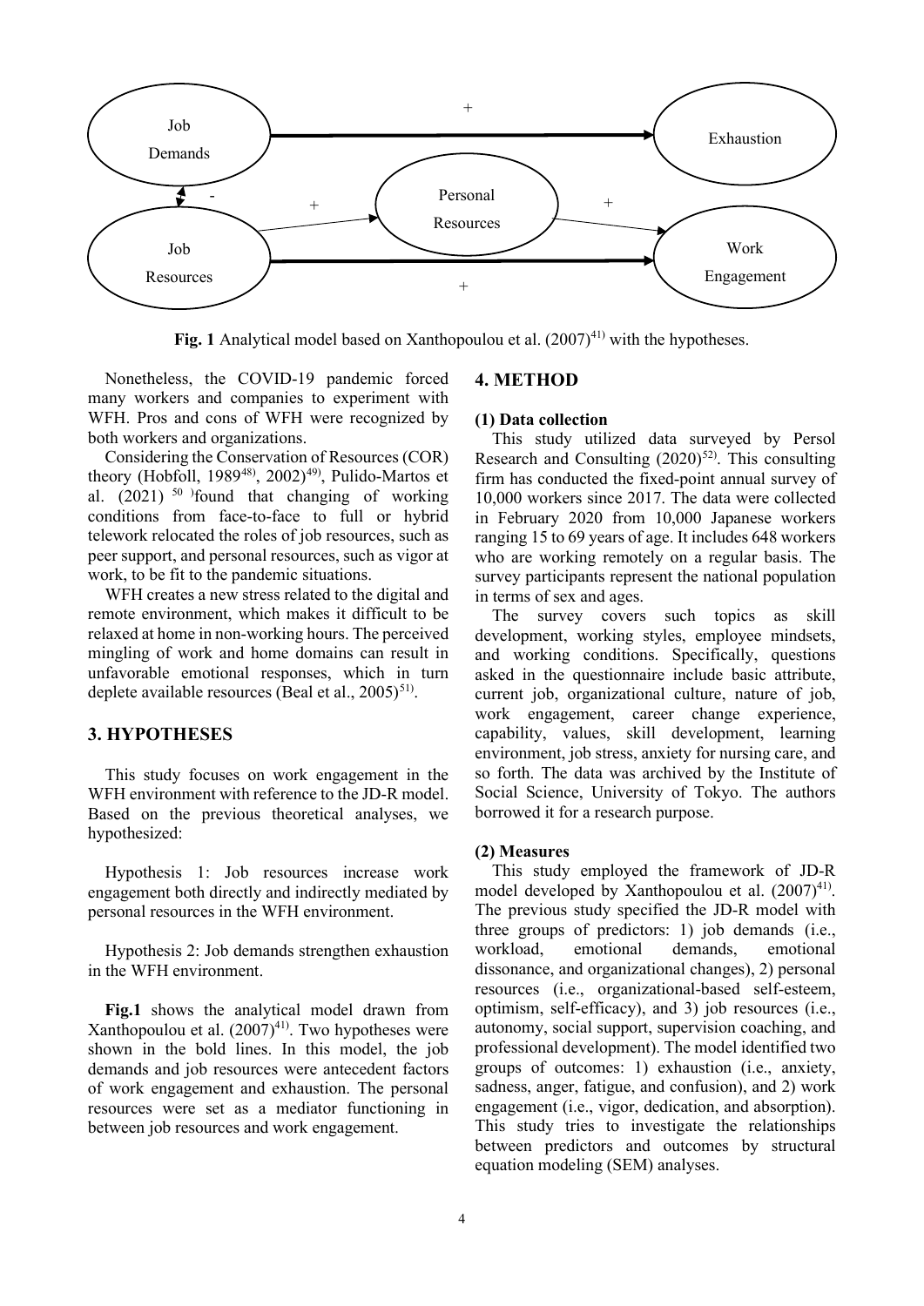Fig. 1 Analytical model based on Xanthopoulou et al. (2007)[41] with the hypotheses.

Nonetheless, the COVID-19 pandemic forced many workers and companies to experiment with WFH. Pros and cons of WFH were recognized by both workers and organizations.

Considering the Conservation of Resources (COR) theory (Hobfoll, 1989[48], 2002)[49], Pulido-Martos et al. (2021) [50] found that changing of working conditions from face-to-face to full or hybrid telework relocated the roles of job resources, such as peer support, and personal resources, such as vigor at work, to be fit to the pandemic situations.

WFH creates a new stress related to the digital and remote environment, which makes it difficult to be relaxed at home in non-working hours. The perceived mingling of work and home domains can result in unfavorable emotional responses, which in turn deplete available resources (Beal et al., 2005)[51].

## 3. HYPOTHESES

This study focuses on work engagement in the WFH environment with reference to the JD-R model. Based on the previous theoretical analyses, we hypothesized:

Hypothesis 1: Job resources increase work engagement both directly and indirectly mediated by personal resources in the WFH environment.

Hypothesis 2: Job demands strengthen exhaustion in the WFH environment.

**Fig.1** shows the analytical model drawn from Xanthopoulou et al. (2007)[41]. Two hypotheses were shown in the bold lines. In this model, the job demands and job resources were antecedent factors of work engagement and exhaustion. The personal resources were set as a mediator functioning in between job resources and work engagement.

## 4. METHOD

### (1) Data collection

This study utilized data surveyed by Persol Research and Consulting (2020)[52]. This consulting firm has conducted the fixed-point annual survey of 10,000 workers since 2017. The data were collected in February 2020 from 10,000 Japanese workers ranging 15 to 69 years of age. It includes 648 workers who are working remotely on a regular basis. The survey participants represent the national population in terms of sex and ages.

The survey covers such topics as skill development, working styles, employee mindsets, and working conditions. Specifically, questions asked in the questionnaire include basic attribute, current job, organizational culture, nature of job, work engagement, career change experience, capability, values, skill development, learning environment, job stress, anxiety for nursing care, and so forth. The data was archived by the Institute of Social Science, University of Tokyo. The authors borrowed it for a research purpose.

### (2) Measures

This study employed the framework of JD-R model developed by Xanthopoulou et al. (2007)[41]. The previous study specified the JD-R model with three groups of predictors: 1) job demands (i.e., workload, emotional demands, emotional dissonance, and organizational changes), 2) personal resources (i.e., organizational-based self-esteem, optimism, self-efficacy), and 3) job resources (i.e., autonomy, social support, supervision coaching, and professional development). The model identified two groups of outcomes: 1) exhaustion (i.e., anxiety, sadness, anger, fatigue, and confusion), and 2) work engagement (i.e., vigor, dedication, and absorption). This study tries to investigate the relationships between predictors and outcomes by structural equation modeling (SEM) analyses.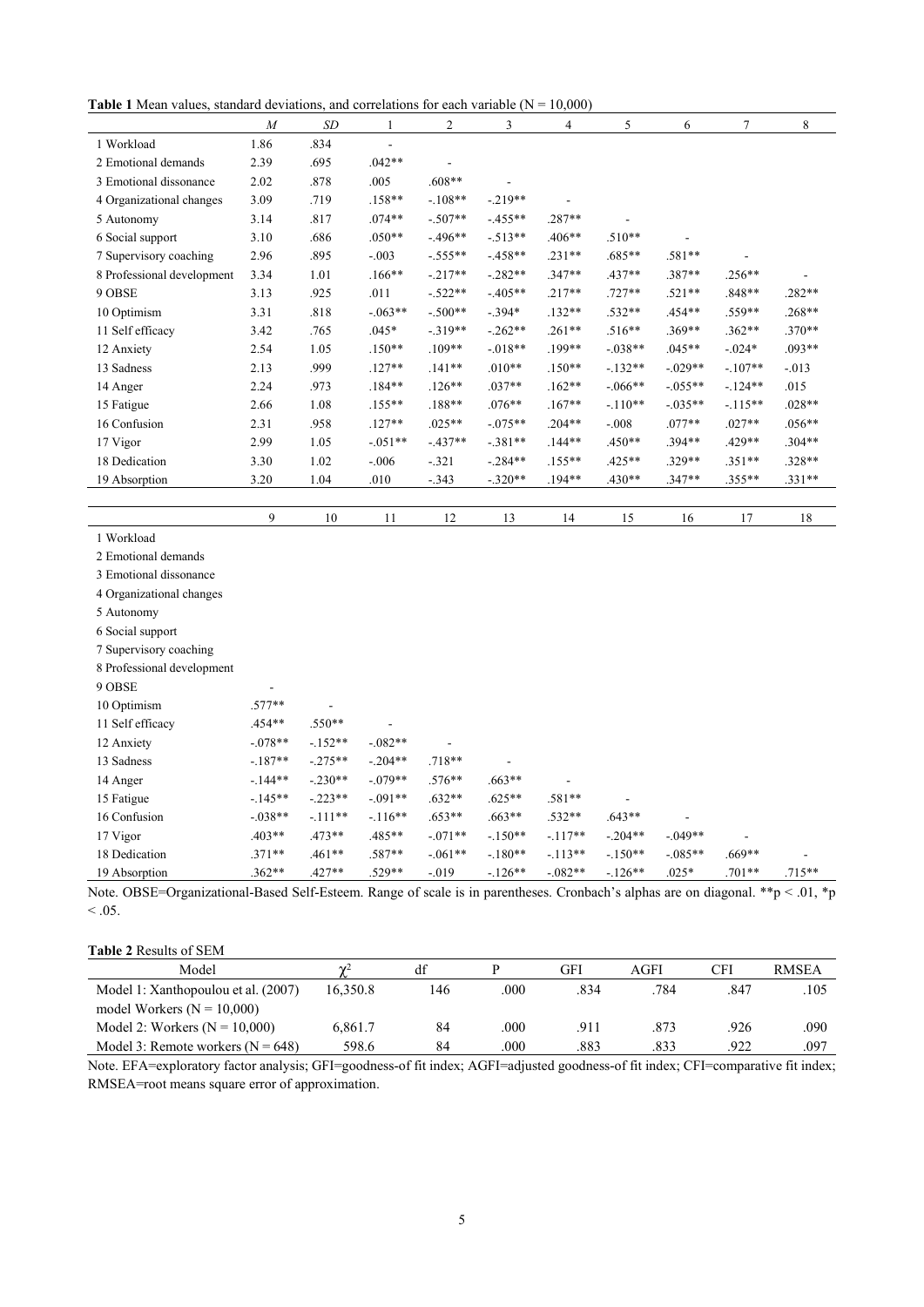**Table 1** Mean values, standard deviations, and correlations for each variable (N = 10,000)

| | *M* | *SD* | 1 | 2 | 3 | 4 | 5 | 6 | 7 | 8 |
|---|---|---|---|---|---|---|---|---|---|---|
| 1 Workload | 1.86 | .834 | - | | | | | | | |
| 2 Emotional demands | 2.39 | .695 | .042** | - | | | | | | |
| 3 Emotional dissonance | 2.02 | .878 | .005 | .608** | - | | | | | |
| 4 Organizational changes | 3.09 | .719 | .158** | -.108** | -.219** | - | | | | |
| 5 Autonomy | 3.14 | .817 | .074** | -.507** | -.455** | .287** | - | | | |
| 6 Social support | 3.10 | .686 | .050** | -.496** | -.513** | .406** | .510** | - | | |
| 7 Supervisory coaching | 2.96 | .895 | -.003 | -.555** | -.458** | .231** | .685** | .581** | - | |
| 8 Professional development | 3.34 | 1.01 | .166** | -.217** | -.282** | .347** | .437** | .387** | .256** | - |
| 9 OBSE | 3.13 | .925 | .011 | -.522** | -.405** | .217** | .727** | .521** | .848** | .282** |
| 10 Optimism | 3.31 | .818 | -.063** | -.500** | -.394* | .132** | .532** | .454** | .559** | .268** |
| 11 Self efficacy | 3.42 | .765 | .045* | -.319** | -.262** | .261** | .516** | .369** | .362** | .370** |
| 12 Anxiety | 2.54 | 1.05 | .150** | .109** | -.018** | .199** | -.038** | .045** | -.024* | .093** |
| 13 Sadness | 2.13 | .999 | .127** | .141** | .010** | .150** | -.132** | -.029** | -.107** | -.013 |
| 14 Anger | 2.24 | .973 | .184** | .126** | .037** | .162** | -.066** | -.055** | -.124** | .015 |
| 15 Fatigue | 2.66 | 1.08 | .155** | .188** | .076** | .167** | -.110** | -.035** | -.115** | .028** |
| 16 Confusion | 2.31 | .958 | .127** | .025** | -.075** | .204** | -.008 | .077** | .027** | .056** |
| 17 Vigor | 2.99 | 1.05 | -.051** | -.437** | -.381** | .144** | .450** | .394** | .429** | .304** |
| 18 Dedication | 3.30 | 1.02 | -.006 | -.321 | -.284** | .155** | .425** | .329** | .351** | .328** |
| 19 Absorption | 3.20 | 1.04 | .010 | -.343 | -.320** | .194** | .430** | .347** | .355** | .331** |

| | 9 | 10 | 11 | 12 | 13 | 14 | 15 | 16 | 17 | 18 |
|---|---|---|---|---|---|---|---|---|---|---|
| 1 Workload | | | | | | | | | | |
| 2 Emotional demands | | | | | | | | | | |
| 3 Emotional dissonance | | | | | | | | | | |
| 4 Organizational changes | | | | | | | | | | |
| 5 Autonomy | | | | | | | | | | |
| 6 Social support | | | | | | | | | | |
| 7 Supervisory coaching | | | | | | | | | | |
| 8 Professional development | | | | | | | | | | |
| 9 OBSE | - | | | | | | | | | |
| 10 Optimism | .577** | - | | | | | | | | |
| 11 Self efficacy | .454** | .550** | - | | | | | | | |
| 12 Anxiety | -.078** | -.152** | -.082** | - | | | | | | |
| 13 Sadness | -.187** | -.275** | -.204** | .718** | - | | | | | |
| 14 Anger | -.144** | -.230** | -.079** | .576** | .663** | - | | | | |
| 15 Fatigue | -.145** | -.223** | -.091** | .632** | .625** | .581** | - | | | |
| 16 Confusion | -.038** | -.111** | -.116** | .653** | .663** | .532** | .643** | - | | |
| 17 Vigor | .403** | .473** | .485** | -.071** | -.150** | -.117** | -.204** | -.049** | - | |
| 18 Dedication | .371** | .461** | .587** | -.061** | -.180** | -.113** | -.150** | -.085** | .669** | - |
| 19 Absorption | .362** | .427** | .529** | -.019 | -.126** | -.082** | -.126** | .025* | .701** | .715** |

Note. OBSE=Organizational-Based Self-Esteem. Range of scale is in parentheses. Cronbach's alphas are on diagonal. **p < .01, *p < .05.

**Table 2** Results of SEM

| Model | $\chi^2$ | df | P | GFI | AGFI | CFI | RMSEA |
|---|---|---|---|---|---|---|---|
| Model 1: Xanthopoulou et al. (2007) model Workers (N = 10,000) | 16,350.8 | 146 | .000 | .834 | .784 | .847 | .105 |
| Model 2: Workers (N = 10,000) | 6,861.7 | 84 | .000 | .911 | .873 | .926 | .090 |
| Model 3: Remote workers (N = 648) | 598.6 | 84 | .000 | .883 | .833 | .922 | .097 |

Note. EFA=exploratory factor analysis; GFI=goodness-of fit index; AGFI=adjusted goodness-of fit index; CFI=comparative fit index; RMSEA=root means square error of approximation.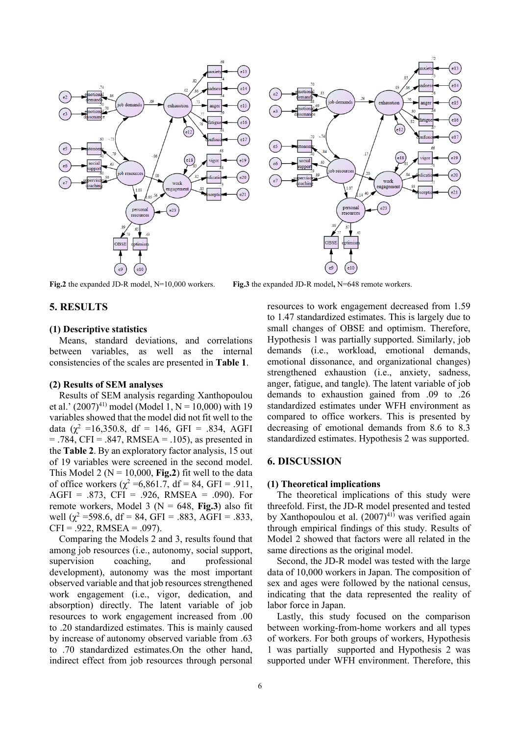Fig.2 the expanded JD-R model, N=10,000 workers.

Fig.3 the expanded JD-R model, N=648 remote workers.

## 5. RESULTS

### (1) Descriptive statistics

Means, standard deviations, and correlations between variables, as well as the internal consistencies of the scales are presented in **Table 1**.

### (2) Results of SEM analyses

Results of SEM analysis regarding Xanthopoulou et al.' (2007)[41] model (Model 1, N = 10,000) with 19 variables showed that the model did not fit well to the data ($\chi^2$ =16,350.8, df = 146, GFI = .834, AGFI = .784, CFI = .847, RMSEA = .105), as presented in the **Table 2**. By an exploratory factor analysis, 15 out of 19 variables were screened in the second model. This Model 2 (N = 10,000, **Fig.2**) fit well to the data of office workers ($\chi^2$ =6,861.7, df = 84, GFI = .911, AGFI = .873, CFI = .926, RMSEA = .090). For remote workers, Model 3 (N = 648, **Fig.3**) also fit well ($\chi^2$ =598.6, df = 84, GFI = .883, AGFI = .833, CFI = .922, RMSEA = .097).

Comparing the Models 2 and 3, results found that among job resources (i.e., autonomy, social support, supervision coaching, and professional development), autonomy was the most important observed variable and that job resources strengthened work engagement (i.e., vigor, dedication, and absorption) directly. The latent variable of job resources to work engagement increased from .00 to .20 standardized estimates. This is mainly caused by increase of autonomy observed variable from .63 to .70 standardized estimates.On the other hand, indirect effect from job resources through personal resources to work engagement decreased from 1.59 to 1.47 standardized estimates. This is largely due to small changes of OBSE and optimism. Therefore, Hypothesis 1 was partially supported. Similarly, job demands (i.e., workload, emotional demands, emotional dissonance, and organizational changes) strengthened exhaustion (i.e., anxiety, sadness, anger, fatigue, and tangle). The latent variable of job demands to exhaustion gained from .09 to .26 standardized estimates under WFH environment as compared to office workers. This is presented by decreasing of emotional demands from 8.6 to 8.3 standardized estimates. Hypothesis 2 was supported.

## 6. DISCUSSION

### (1) Theoretical implications

The theoretical implications of this study were threefold. First, the JD-R model presented and tested by Xanthopoulou et al. (2007)[41] was verified again through empirical findings of this study. Results of Model 2 showed that factors were all related in the same directions as the original model.

Second, the JD-R model was tested with the large data of 10,000 workers in Japan. The composition of sex and ages were followed by the national census, indicating that the data represented the reality of labor force in Japan.

Lastly, this study focused on the comparison between working-from-home workers and all types of workers. For both groups of workers, Hypothesis 1 was partially supported and Hypothesis 2 was supported under WFH environment. Therefore, this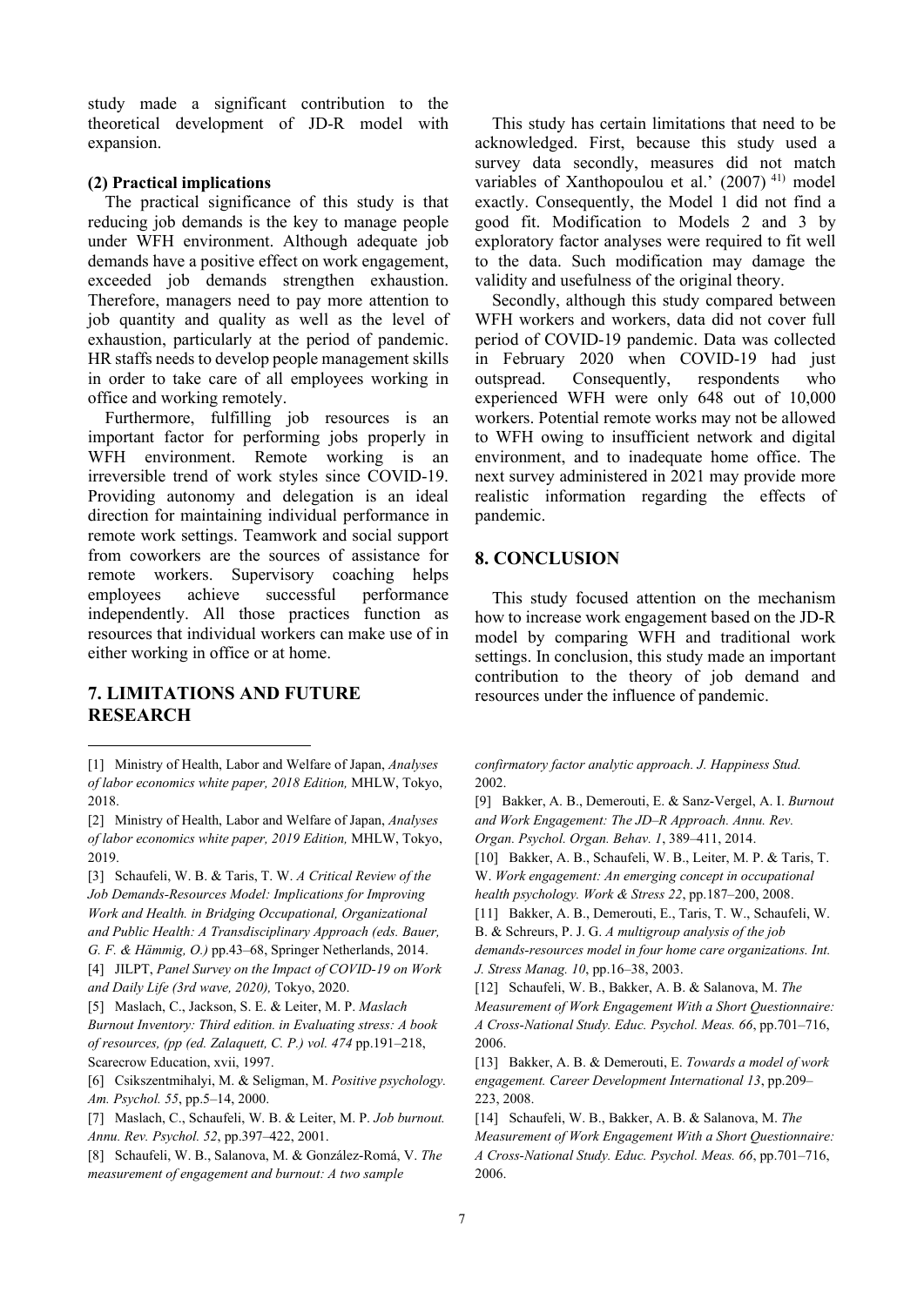study made a significant contribution to the theoretical development of JD-R model with expansion.

**(2) Practical implications**

The practical significance of this study is that reducing job demands is the key to manage people under WFH environment. Although adequate job demands have a positive effect on work engagement, exceeded job demands strengthen exhaustion. Therefore, managers need to pay more attention to job quantity and quality as well as the level of exhaustion, particularly at the period of pandemic. HR staffs needs to develop people management skills in order to take care of all employees working in office and working remotely.

Furthermore, fulfilling job resources is an important factor for performing jobs properly in WFH environment. Remote working is an irreversible trend of work styles since COVID-19. Providing autonomy and delegation is an ideal direction for maintaining individual performance in remote work settings. Teamwork and social support from coworkers are the sources of assistance for remote workers. Supervisory coaching helps employees achieve successful performance independently. All those practices function as resources that individual workers can make use of in either working in office or at home.

## 7. LIMITATIONS AND FUTURE RESEARCH

This study has certain limitations that need to be acknowledged. First, because this study used a survey data secondly, measures did not match variables of Xanthopoulou et al.' (2007) [41] model exactly. Consequently, the Model 1 did not find a good fit. Modification to Models 2 and 3 by exploratory factor analyses were required to fit well to the data. Such modification may damage the validity and usefulness of the original theory.

Secondly, although this study compared between WFH workers and workers, data did not cover full period of COVID-19 pandemic. Data was collected in February 2020 when COVID-19 had just outspread. Consequently, respondents who experienced WFH were only 648 out of 10,000 workers. Potential remote works may not be allowed to WFH owing to insufficient network and digital environment, and to inadequate home office. The next survey administered in 2021 may provide more realistic information regarding the effects of pandemic.

## 8. CONCLUSION

This study focused attention on the mechanism how to increase work engagement based on the JD-R model by comparing WFH and traditional work settings. In conclusion, this study made an important contribution to the theory of job demand and resources under the influence of pandemic.

---

[1] Ministry of Health, Labor and Welfare of Japan, *Analyses of labor economics white paper, 2018 Edition,* MHLW, Tokyo, 2018.

[2] Ministry of Health, Labor and Welfare of Japan, *Analyses of labor economics white paper, 2019 Edition,* MHLW, Tokyo, 2019.

[3] Schaufeli, W. B. & Taris, T. W. *A Critical Review of the Job Demands-Resources Model: Implications for Improving Work and Health. in Bridging Occupational, Organizational and Public Health: A Transdisciplinary Approach (eds. Bauer, G. F. & Hämmig, O.)* pp.43–68, Springer Netherlands, 2014.

[4] JILPT, *Panel Survey on the Impact of COVID-19 on Work and Daily Life (3rd wave, 2020),* Tokyo, 2020.

[5] Maslach, C., Jackson, S. E. & Leiter, M. P. *Maslach Burnout Inventory: Third edition. in Evaluating stress: A book of resources, (pp (ed. Zalaquett, C. P.) vol. 474* pp.191–218, Scarecrow Education, xvii, 1997.

[6] Csikszentmihalyi, M. & Seligman, M. *Positive psychology. Am. Psychol. 55*, pp.5–14, 2000.

[7] Maslach, C., Schaufeli, W. B. & Leiter, M. P. *Job burnout. Annu. Rev. Psychol. 52*, pp.397–422, 2001.

[8] Schaufeli, W. B., Salanova, M. & González-Romá, V. *The measurement of engagement and burnout: A two sample confirmatory factor analytic approach. J. Happiness Stud.* 2002.

[9] Bakker, A. B., Demerouti, E. & Sanz-Vergel, A. I. *Burnout and Work Engagement: The JD–R Approach. Annu. Rev. Organ. Psychol. Organ. Behav. 1*, 389–411, 2014.

[10] Bakker, A. B., Schaufeli, W. B., Leiter, M. P. & Taris, T. W. *Work engagement: An emerging concept in occupational health psychology. Work & Stress 22*, pp.187–200, 2008.

[11] Bakker, A. B., Demerouti, E., Taris, T. W., Schaufeli, W. B. & Schreurs, P. J. G. *A multigroup analysis of the job demands-resources model in four home care organizations. Int. J. Stress Manag. 10*, pp.16–38, 2003.

[12] Schaufeli, W. B., Bakker, A. B. & Salanova, M. *The Measurement of Work Engagement With a Short Questionnaire: A Cross-National Study. Educ. Psychol. Meas. 66*, pp.701–716, 2006.

[13] Bakker, A. B. & Demerouti, E. *Towards a model of work engagement. Career Development International 13*, pp.209–223, 2008.

[14] Schaufeli, W. B., Bakker, A. B. & Salanova, M. *The Measurement of Work Engagement With a Short Questionnaire: A Cross-National Study. Educ. Psychol. Meas. 66*, pp.701–716, 2006.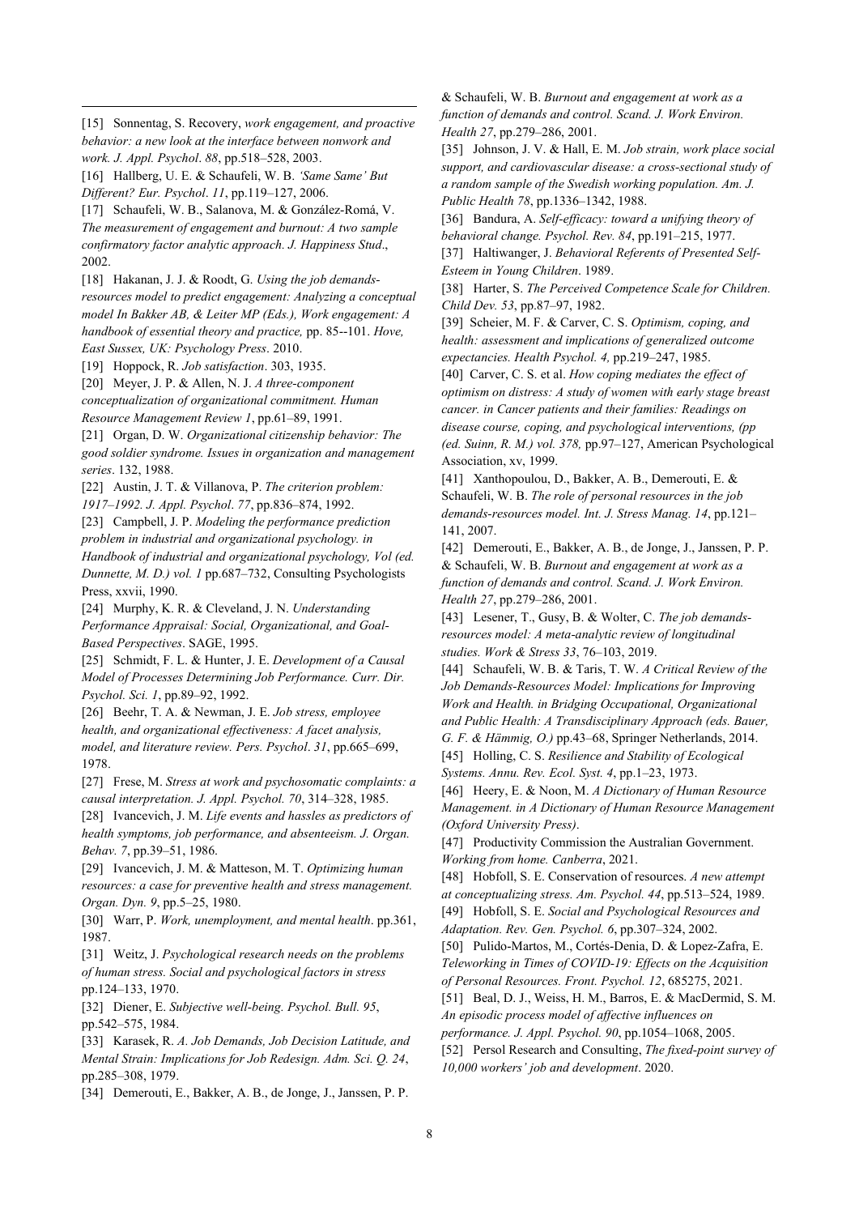[15] Sonnentag, S. Recovery, *work engagement, and proactive behavior: a new look at the interface between nonwork and work. J. Appl. Psychol*. *88*, pp.518–528, 2003.

[16] Hallberg, U. E. & Schaufeli, W. B. *'Same Same' But Different? Eur. Psychol*. *11*, pp.119–127, 2006.

[17] Schaufeli, W. B., Salanova, M. & González-Romá, V. *The measurement of engagement and burnout: A two sample confirmatory factor analytic approach. J. Happiness Stud*., 2002.

[18] Hakanan, J. J. & Roodt, G. *Using the job demands-resources model to predict engagement: Analyzing a conceptual model In Bakker AB, & Leiter MP (Eds.), Work engagement: A handbook of essential theory and practice,* pp. 85--101. *Hove, East Sussex, UK: Psychology Press*. 2010.

[19] Hoppock, R. *Job satisfaction*. 303, 1935.

[20] Meyer, J. P. & Allen, N. J. *A three-component conceptualization of organizational commitment. Human Resource Management Review 1*, pp.61–89, 1991.

[21] Organ, D. W. *Organizational citizenship behavior: The good soldier syndrome. Issues in organization and management series*. 132, 1988.

[22] Austin, J. T. & Villanova, P. *The criterion problem: 1917–1992. J. Appl. Psychol*. *77*, pp.836–874, 1992.

[23] Campbell, J. P. *Modeling the performance prediction problem in industrial and organizational psychology. in Handbook of industrial and organizational psychology, Vol (ed. Dunnette, M. D.) vol. 1* pp.687–732, Consulting Psychologists Press, xxvii, 1990.

[24] Murphy, K. R. & Cleveland, J. N. *Understanding Performance Appraisal: Social, Organizational, and Goal-Based Perspectives*. SAGE, 1995.

[25] Schmidt, F. L. & Hunter, J. E. *Development of a Causal Model of Processes Determining Job Performance. Curr. Dir. Psychol. Sci. 1*, pp.89–92, 1992.

[26] Beehr, T. A. & Newman, J. E. *Job stress, employee health, and organizational effectiveness: A facet analysis, model, and literature review. Pers. Psychol*. *31*, pp.665–699, 1978.

[27] Frese, M. *Stress at work and psychosomatic complaints: a causal interpretation. J. Appl. Psychol. 70*, 314–328, 1985.

[28] Ivancevich, J. M. *Life events and hassles as predictors of health symptoms, job performance, and absenteeism. J. Organ. Behav. 7*, pp.39–51, 1986.

[29] Ivancevich, J. M. & Matteson, M. T. *Optimizing human resources: a case for preventive health and stress management. Organ. Dyn. 9*, pp.5–25, 1980.

[30] Warr, P. *Work, unemployment, and mental health*. pp.361, 1987.

[31] Weitz, J. *Psychological research needs on the problems of human stress. Social and psychological factors in stress* pp.124–133, 1970.

[32] Diener, E. *Subjective well-being. Psychol. Bull. 95*, pp.542–575, 1984.

[33] Karasek, R. *A. Job Demands, Job Decision Latitude, and Mental Strain: Implications for Job Redesign. Adm. Sci. Q. 24*, pp.285–308, 1979.

[34] Demerouti, E., Bakker, A. B., de Jonge, J., Janssen, P. P. & Schaufeli, W. B. *Burnout and engagement at work as a function of demands and control. Scand. J. Work Environ. Health 27*, pp.279–286, 2001.

[35] Johnson, J. V. & Hall, E. M. *Job strain, work place social support, and cardiovascular disease: a cross-sectional study of a random sample of the Swedish working population. Am. J. Public Health 78*, pp.1336–1342, 1988.

[36] Bandura, A. *Self-efficacy: toward a unifying theory of behavioral change. Psychol. Rev. 84*, pp.191–215, 1977.

[37] Haltiwanger, J. *Behavioral Referents of Presented Self-Esteem in Young Children*. 1989.

[38] Harter, S. *The Perceived Competence Scale for Children. Child Dev. 53*, pp.87–97, 1982.

[39] Scheier, M. F. & Carver, C. S. *Optimism, coping, and health: assessment and implications of generalized outcome expectancies. Health Psychol. 4,* pp.219–247, 1985.

[40] Carver, C. S. et al. *How coping mediates the effect of optimism on distress: A study of women with early stage breast cancer. in Cancer patients and their families: Readings on disease course, coping, and psychological interventions, (pp (ed. Suinn, R. M.) vol. 378,* pp.97–127, American Psychological Association, xv, 1999.

[41] Xanthopoulou, D., Bakker, A. B., Demerouti, E. & Schaufeli, W. B. *The role of personal resources in the job demands-resources model. Int. J. Stress Manag. 14*, pp.121–141, 2007.

[42] Demerouti, E., Bakker, A. B., de Jonge, J., Janssen, P. P. & Schaufeli, W. B. *Burnout and engagement at work as a function of demands and control. Scand. J. Work Environ. Health 27*, pp.279–286, 2001.

[43] Lesener, T., Gusy, B. & Wolter, C. *The job demands-resources model: A meta-analytic review of longitudinal studies. Work & Stress 33*, 76–103, 2019.

[44] Schaufeli, W. B. & Taris, T. W. *A Critical Review of the Job Demands-Resources Model: Implications for Improving Work and Health. in Bridging Occupational, Organizational and Public Health: A Transdisciplinary Approach (eds. Bauer, G. F. & Hämmig, O.)* pp.43–68, Springer Netherlands, 2014.

[45] Holling, C. S. *Resilience and Stability of Ecological Systems. Annu. Rev. Ecol. Syst. 4*, pp.1–23, 1973.

[46] Heery, E. & Noon, M. *A Dictionary of Human Resource Management. in A Dictionary of Human Resource Management (Oxford University Press)*.

[47] Productivity Commission the Australian Government. *Working from home. Canberra*, 2021.

[48] Hobfoll, S. E. Conservation of resources. *A new attempt at conceptualizing stress. Am. Psychol. 44*, pp.513–524, 1989.

[49] Hobfoll, S. E. *Social and Psychological Resources and Adaptation. Rev. Gen. Psychol. 6*, pp.307–324, 2002.

[50] Pulido-Martos, M., Cortés-Denia, D. & Lopez-Zafra, E. *Teleworking in Times of COVID-19: Effects on the Acquisition of Personal Resources. Front. Psychol. 12*, 685275, 2021.

[51] Beal, D. J., Weiss, H. M., Barros, E. & MacDermid, S. M. *An episodic process model of affective influences on performance. J. Appl. Psychol. 90*, pp.1054–1068, 2005.

[52] Persol Research and Consulting, *The fixed-point survey of 10,000 workers' job and development*. 2020.